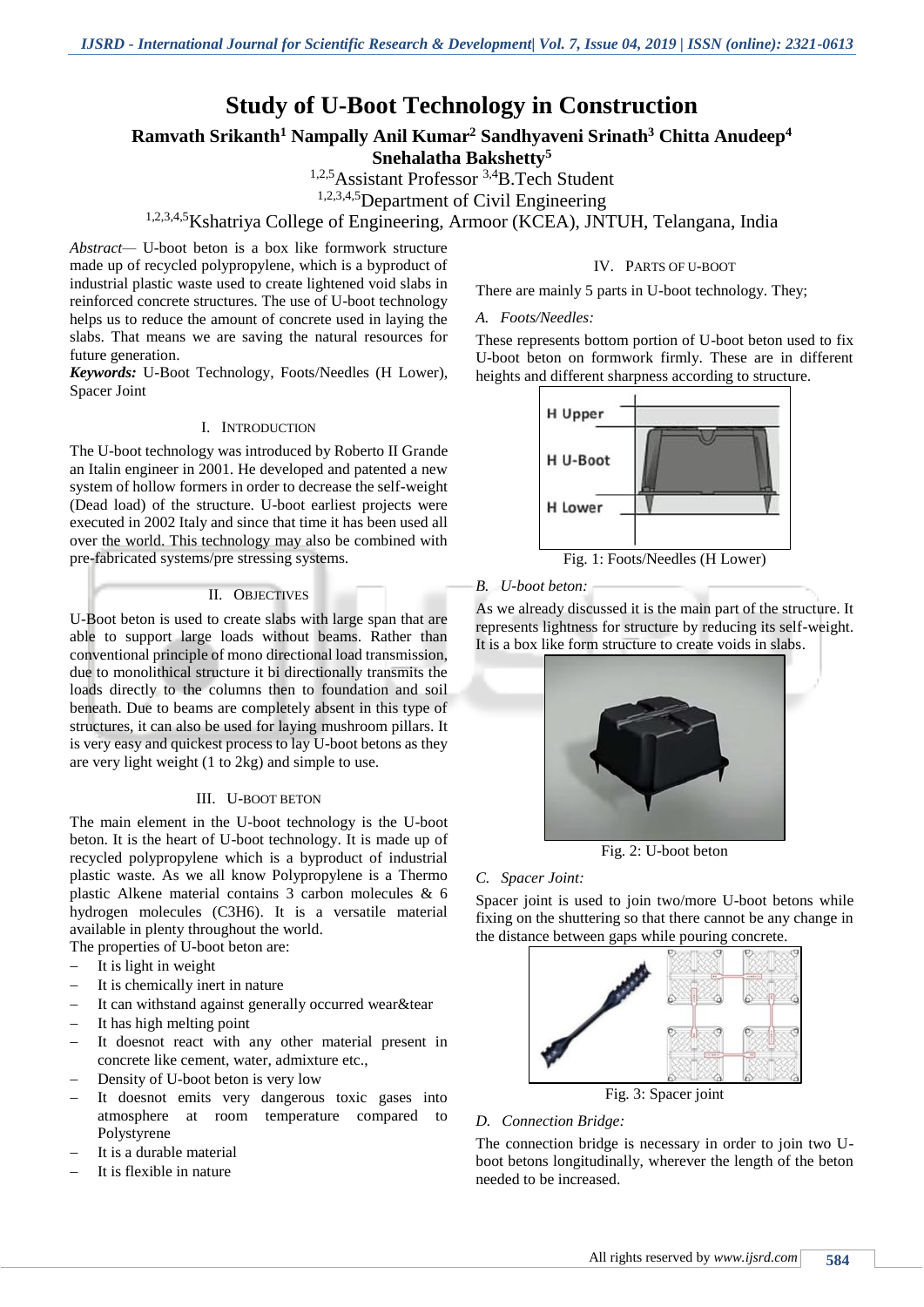# Study of U-Boot Technology in Construction

**Ramvath Srikanth[1] Nampally Anil Kumar[2] Sandhyaveni Srinath[3] Chitta Anudeep[4] Snehalatha Bakshetty[5]**

[1,2,5]Assistant Professor [3,4]B.Tech Student

[1,2,3,4,5]Department of Civil Engineering

[1,2,3,4,5]Kshatriya College of Engineering, Armoor (KCEA), JNTUH, Telangana, India

*Abstract*— U-boot beton is a box like formwork structure made up of recycled polypropylene, which is a byproduct of industrial plastic waste used to create lightened void slabs in reinforced concrete structures. The use of U-boot technology helps us to reduce the amount of concrete used in laying the slabs. That means we are saving the natural resources for future generation.

***Keywords:*** U-Boot Technology, Foots/Needles (H Lower), Spacer Joint

## I. Introduction

The U-boot technology was introduced by Roberto II Grande an Italin engineer in 2001. He developed and patented a new system of hollow formers in order to decrease the self-weight (Dead load) of the structure. U-boot earliest projects were executed in 2002 Italy and since that time it has been used all over the world. This technology may also be combined with pre-fabricated systems/pre stressing systems.

## II. Objectives

U-Boot beton is used to create slabs with large span that are able to support large loads without beams. Rather than conventional principle of mono directional load transmission, due to monolithical structure it bi directionally transmits the loads directly to the columns then to foundation and soil beneath. Due to beams are completely absent in this type of structures, it can also be used for laying mushroom pillars. It is very easy and quickest process to lay U-boot betons as they are very light weight (1 to 2kg) and simple to use.

## III. U-boot Beton

The main element in the U-boot technology is the U-boot beton. It is the heart of U-boot technology. It is made up of recycled polypropylene which is a byproduct of industrial plastic waste. As we all know Polypropylene is a Thermo plastic Alkene material contains 3 carbon molecules & 6 hydrogen molecules ($C_3H_6$). It is a versatile material available in plenty throughout the world.

The properties of U-boot beton are:

- It is light in weight
- It is chemically inert in nature
- It can withstand against generally occurred wear&tear
- It has high melting point
- It doesnot react with any other material present in concrete like cement, water, admixture etc.,
- Density of U-boot beton is very low
- It doesnot emits very dangerous toxic gases into atmosphere at room temperature compared to Polystyrene
- It is a durable material
- It is flexible in nature

## IV. Parts of U-boot

There are mainly 5 parts in U-boot technology. They;

### A. Foots/Needles:

These represents bottom portion of U-boot beton used to fix U-boot beton on formwork firmly. These are in different heights and different sharpness according to structure.

Fig. 1: Foots/Needles (H Lower)

### B. U-boot beton:

As we already discussed it is the main part of the structure. It represents lightness for structure by reducing its self-weight. It is a box like form structure to create voids in slabs.

Fig. 2: U-boot beton

### C. Spacer Joint:

Spacer joint is used to join two/more U-boot betons while fixing on the shuttering so that there cannot be any change in the distance between gaps while pouring concrete.

Fig. 3: Spacer joint

### D. Connection Bridge:

The connection bridge is necessary in order to join two U-boot betons longitudinally, wherever the length of the beton needed to be increased.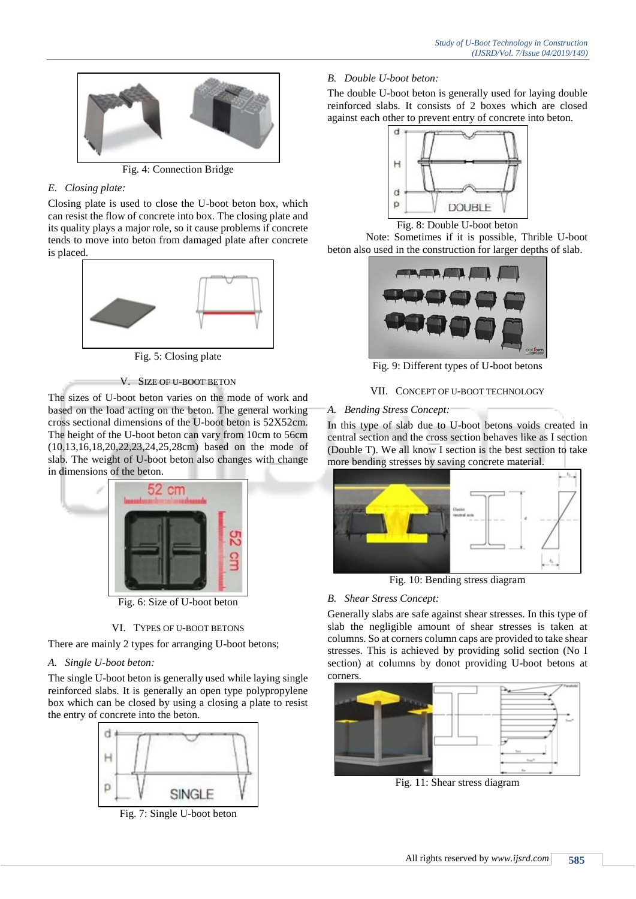Fig. 4: Connection Bridge

### E. Closing plate:

Closing plate is used to close the U-boot beton box, which can resist the flow of concrete into box. The closing plate and its quality plays a major role, so it cause problems if concrete tends to move into beton from damaged plate after concrete is placed.

Fig. 5: Closing plate

## V. SIZE OF U-BOOT BETON

The sizes of U-boot beton varies on the mode of work and based on the load acting on the beton. The general working cross sectional dimensions of the U-boot beton is 52X52cm. The height of the U-boot beton can vary from 10cm to 56cm (10,13,16,18,20,22,23,24,25,28cm) based on the mode of slab. The weight of U-boot beton also changes with change in dimensions of the beton.

Fig. 6: Size of U-boot beton

## VI. TYPES OF U-BOOT BETONS

There are mainly 2 types for arranging U-boot betons;

### A. Single U-boot beton:

The single U-boot beton is generally used while laying single reinforced slabs. It is generally an open type polypropylene box which can be closed by using a closing a plate to resist the entry of concrete into the beton.

Fig. 7: Single U-boot beton

### B. Double U-boot beton:

The double U-boot beton is generally used for laying double reinforced slabs. It consists of 2 boxes which are closed against each other to prevent entry of concrete into beton.

Fig. 8: Double U-boot beton

Note: Sometimes if it is possible, Thrible U-boot beton also used in the construction for larger depths of slab.

Fig. 9: Different types of U-boot betons

## VII. CONCEPT OF U-BOOT TECHNOLOGY

### A. Bending Stress Concept:

In this type of slab due to U-boot betons voids created in central section and the cross section behaves like as I section (Double T). We all know I section is the best section to take more bending stresses by saving concrete material.

Fig. 10: Bending stress diagram

### B. Shear Stress Concept:

Generally slabs are safe against shear stresses. In this type of slab the negligible amount of shear stresses is taken at columns. So at corners column caps are provided to take shear stresses. This is achieved by providing solid section (No I section) at columns by donot providing U-boot betons at corners.

Fig. 11: Shear stress diagram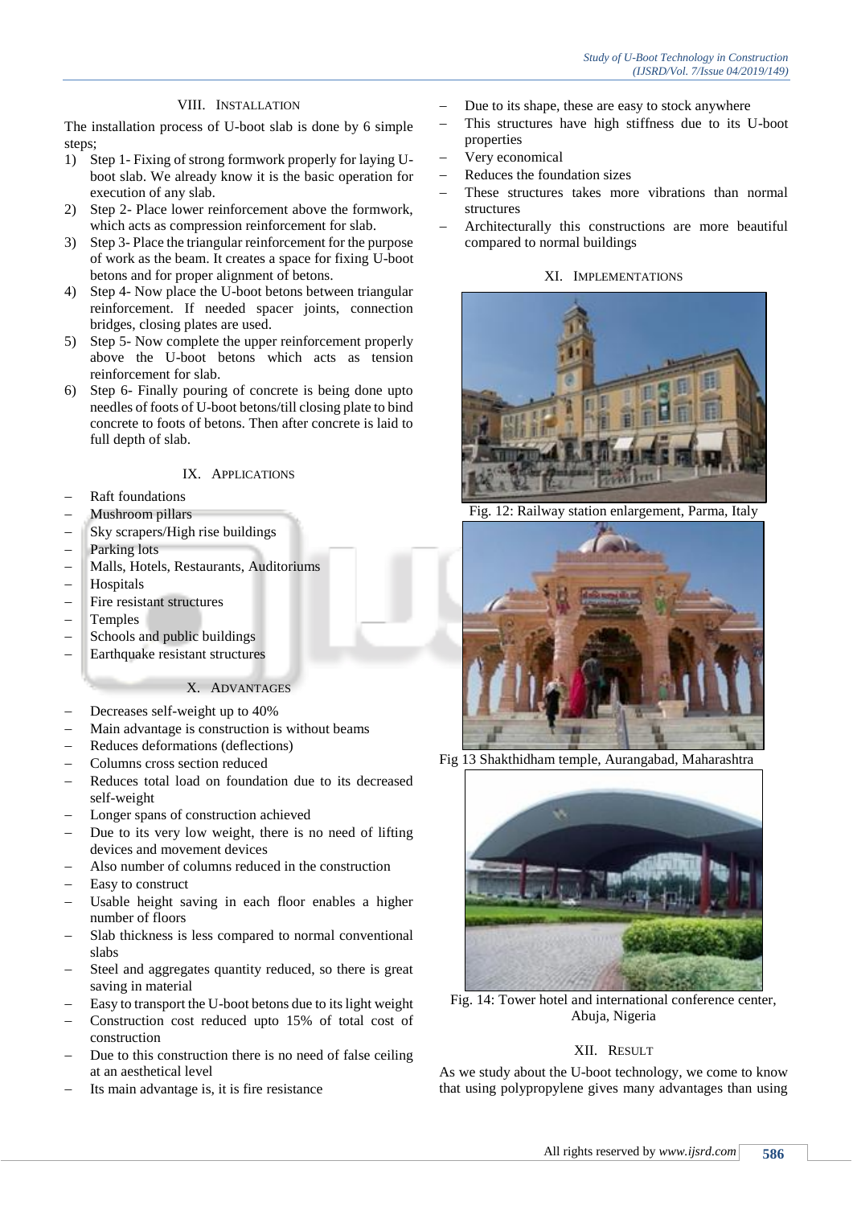## VIII. INSTALLATION

The installation process of U-boot slab is done by 6 simple steps;

1) Step 1- Fixing of strong formwork properly for laying U-boot slab. We already know it is the basic operation for execution of any slab.
2) Step 2- Place lower reinforcement above the formwork, which acts as compression reinforcement for slab.
3) Step 3- Place the triangular reinforcement for the purpose of work as the beam. It creates a space for fixing U-boot betons and for proper alignment of betons.
4) Step 4- Now place the U-boot betons between triangular reinforcement. If needed spacer joints, connection bridges, closing plates are used.
5) Step 5- Now complete the upper reinforcement properly above the U-boot betons which acts as tension reinforcement for slab.
6) Step 6- Finally pouring of concrete is being done upto needles of foots of U-boot betons/till closing plate to bind concrete to foots of betons. Then after concrete is laid to full depth of slab.

## IX. APPLICATIONS

- Raft foundations
- Mushroom pillars
- Sky scrapers/High rise buildings
- Parking lots
- Malls, Hotels, Restaurants, Auditoriums
- Hospitals
- Fire resistant structures
- Temples
- Schools and public buildings
- Earthquake resistant structures

## X. ADVANTAGES

- Decreases self-weight up to 40%
- Main advantage is construction is without beams
- Reduces deformations (deflections)
- Columns cross section reduced
- Reduces total load on foundation due to its decreased self-weight
- Longer spans of construction achieved
- Due to its very low weight, there is no need of lifting devices and movement devices
- Also number of columns reduced in the construction
- Easy to construct
- Usable height saving in each floor enables a higher number of floors
- Slab thickness is less compared to normal conventional slabs
- Steel and aggregates quantity reduced, so there is great saving in material
- Easy to transport the U-boot betons due to its light weight
- Construction cost reduced upto 15% of total cost of construction
- Due to this construction there is no need of false ceiling at an aesthetical level
- Its main advantage is, it is fire resistance
- Due to its shape, these are easy to stock anywhere
- This structures have high stiffness due to its U-boot properties
- Very economical
- Reduces the foundation sizes
- These structures takes more vibrations than normal structures
- Architecturally this constructions are more beautiful compared to normal buildings

## XI. IMPLEMENTATIONS

Fig. 12: Railway station enlargement, Parma, Italy

Fig 13 Shakthidham temple, Aurangabad, Maharashtra

Fig. 14: Tower hotel and international conference center, Abuja, Nigeria

## XII. RESULT

As we study about the U-boot technology, we come to know that using polypropylene gives many advantages than using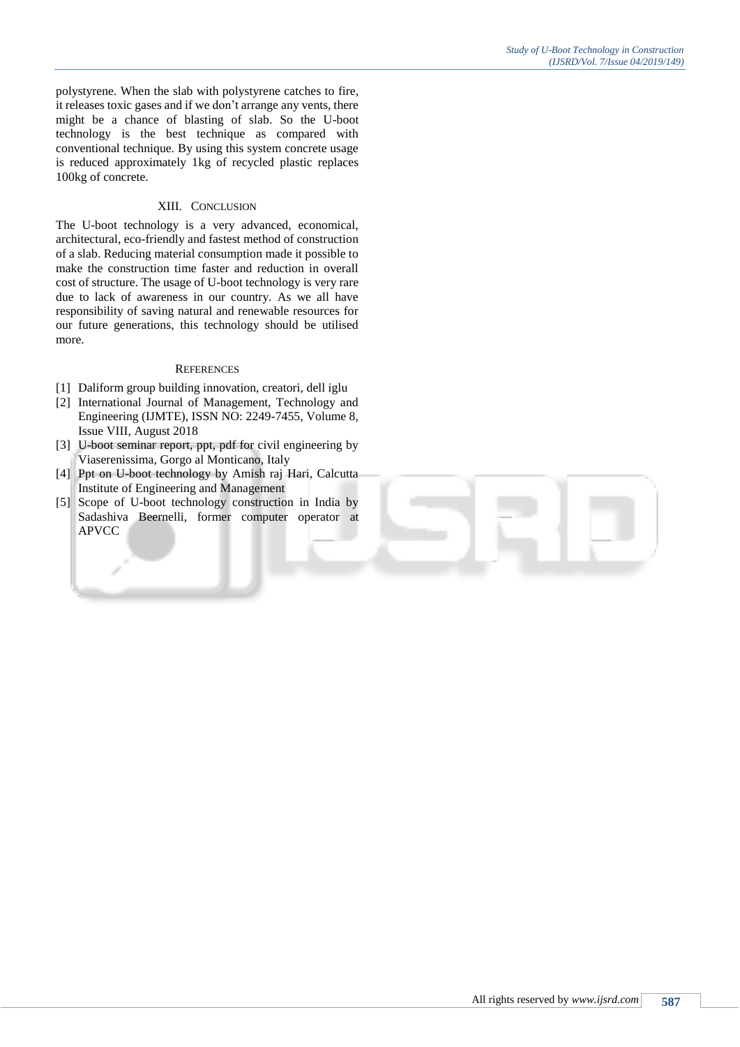polystyrene. When the slab with polystyrene catches to fire, it releases toxic gases and if we don't arrange any vents, there might be a chance of blasting of slab. So the U-boot technology is the best technique as compared with conventional technique. By using this system concrete usage is reduced approximately 1kg of recycled plastic replaces 100kg of concrete.

## XIII. Conclusion

The U-boot technology is a very advanced, economical, architectural, eco-friendly and fastest method of construction of a slab. Reducing material consumption made it possible to make the construction time faster and reduction in overall cost of structure. The usage of U-boot technology is very rare due to lack of awareness in our country. As we all have responsibility of saving natural and renewable resources for our future generations, this technology should be utilised more.

## References

- [1] Daliform group building innovation, creatori, dell iglu
- [2] International Journal of Management, Technology and Engineering (IJMTE), ISSN NO: 2249-7455, Volume 8, Issue VIII, August 2018
- [3] U-boot seminar report, ppt, pdf for civil engineering by Viaserenissima, Gorgo al Monticano, Italy
- [4] Ppt on U-boot technology by Amish raj Hari, Calcutta Institute of Engineering and Management
- [5] Scope of U-boot technology construction in India by Sadashiva Beernelli, former computer operator at APVCC